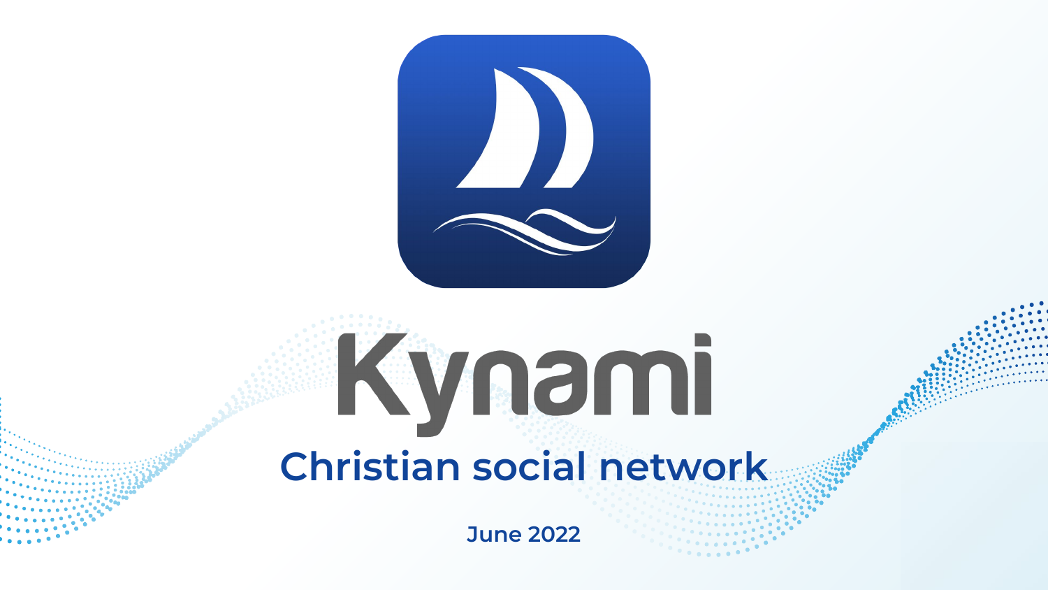# Kynami

## Christian social network

June 2022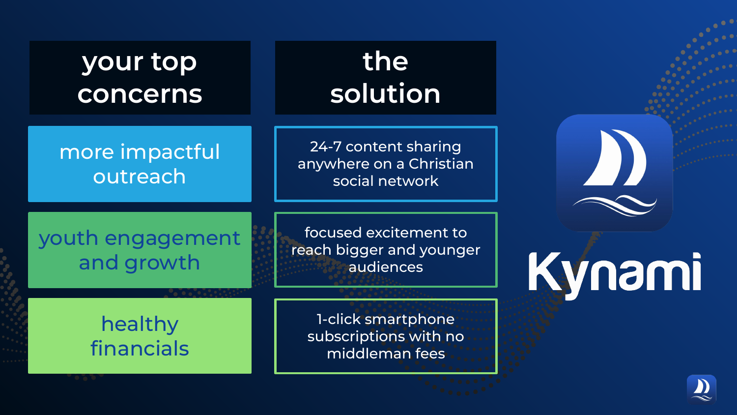| your top concerns | the solution |
|---|---|
| more impactful outreach | 24-7 content sharing anywhere on a Christian social network |
| youth engagement and growth | focused excitement to reach bigger and younger audiences |
| healthy financials | 1-click smartphone subscriptions with no middleman fees |

Kynami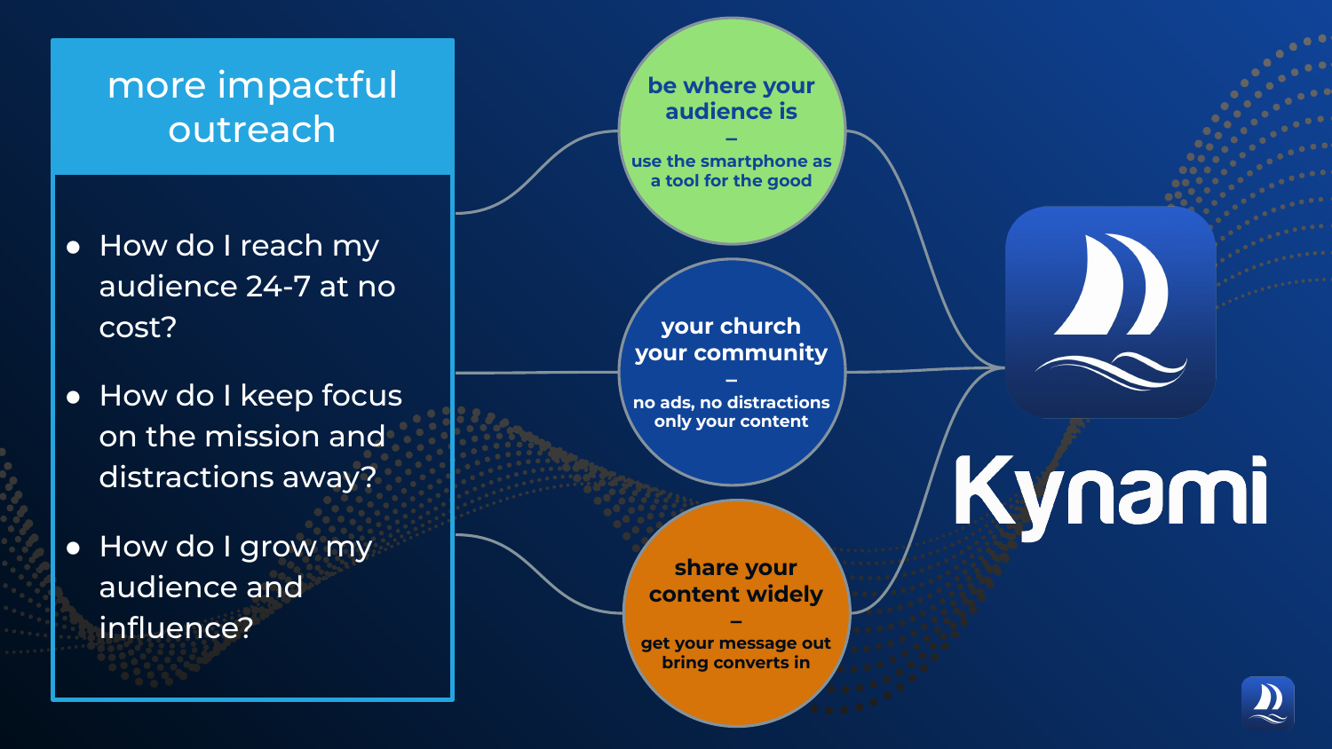## more impactful outreach

- How do I reach my audience 24-7 at no cost?
- How do I keep focus on the mission and distractions away?
- How do I grow my audience and influence?

**be where your audience is**
–
**use the smartphone as a tool for the good**

**your church your community**
–
**no ads, no distractions only your content**

**share your content widely**
–
**get your message out bring converts in**

# Kynami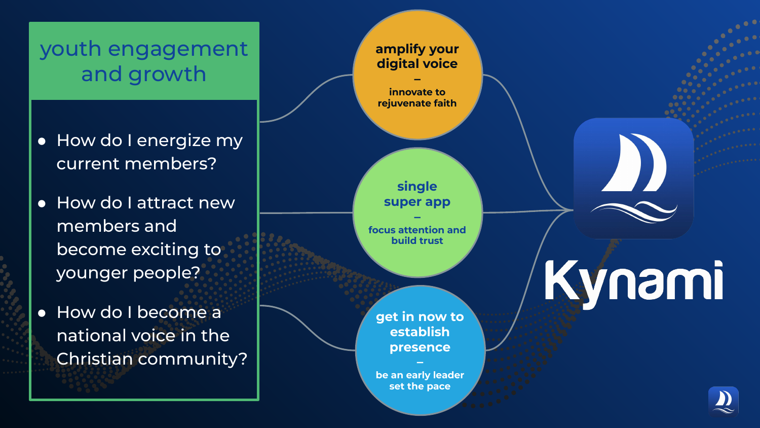## youth engagement and growth

- How do I energize my current members?
- How do I attract new members and become exciting to younger people?
- How do I become a national voice in the Christian community?

**amplify your digital voice**
–
**innovate to rejuvenate faith**

**single super app**
–
**focus attention and build trust**

**get in now to establish presence**
–
**be an early leader set the pace**

Kynami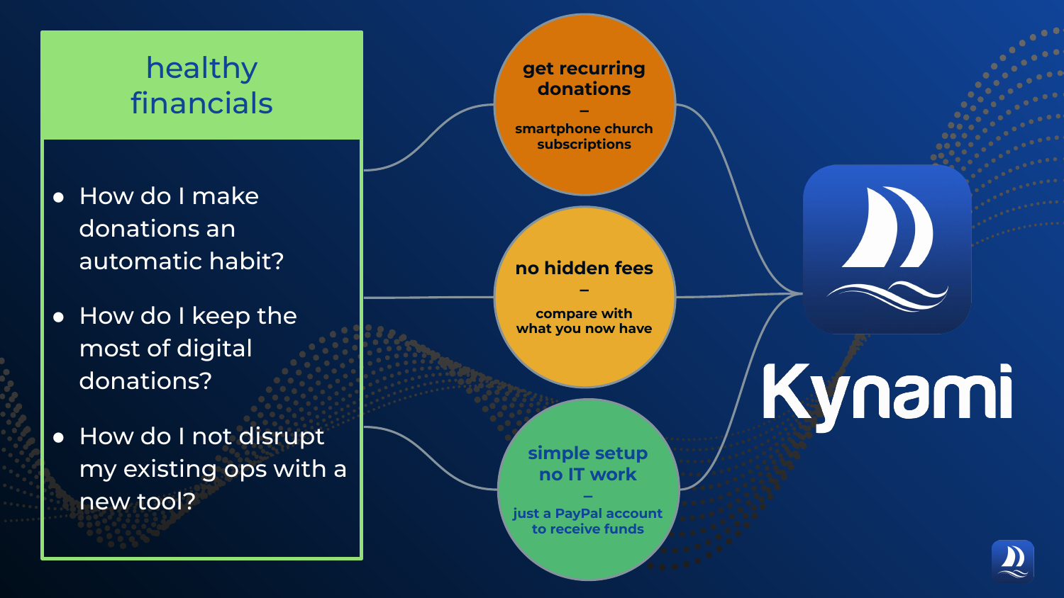## healthy financials

- How do I make donations an automatic habit?
- How do I keep the most of digital donations?
- How do I not disrupt my existing ops with a new tool?

**get recurring donations**
–
**smartphone church subscriptions**

**no hidden fees**
–
**compare with what you now have**

**simple setup no IT work**
–
**just a PayPal account to receive funds**

**Kynami**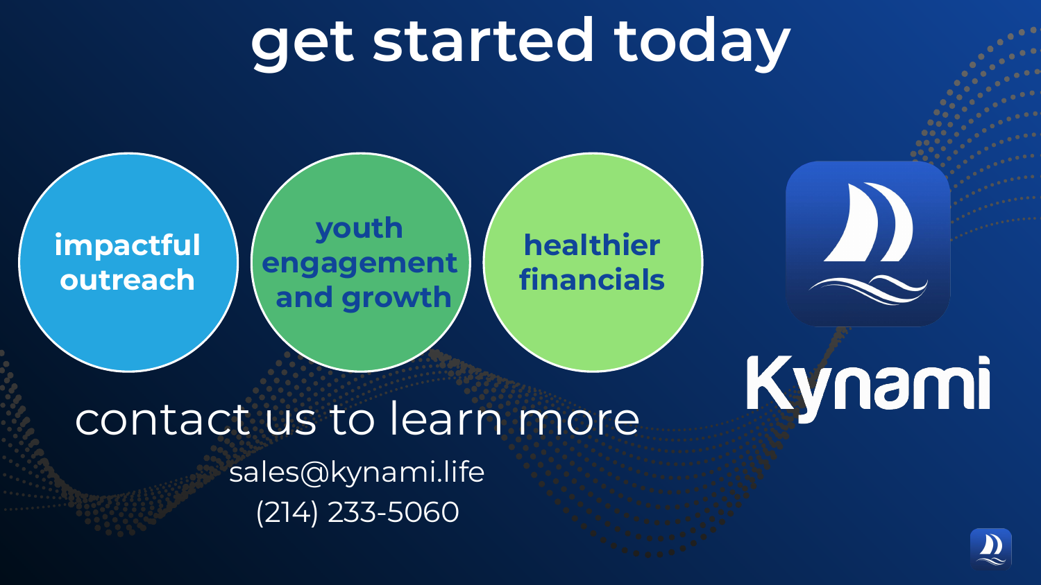# get started today

impactful outreach

youth engagement and growth

healthier financials

Kynami

## contact us to learn more

sales@kynami.life

(214) 233-5060